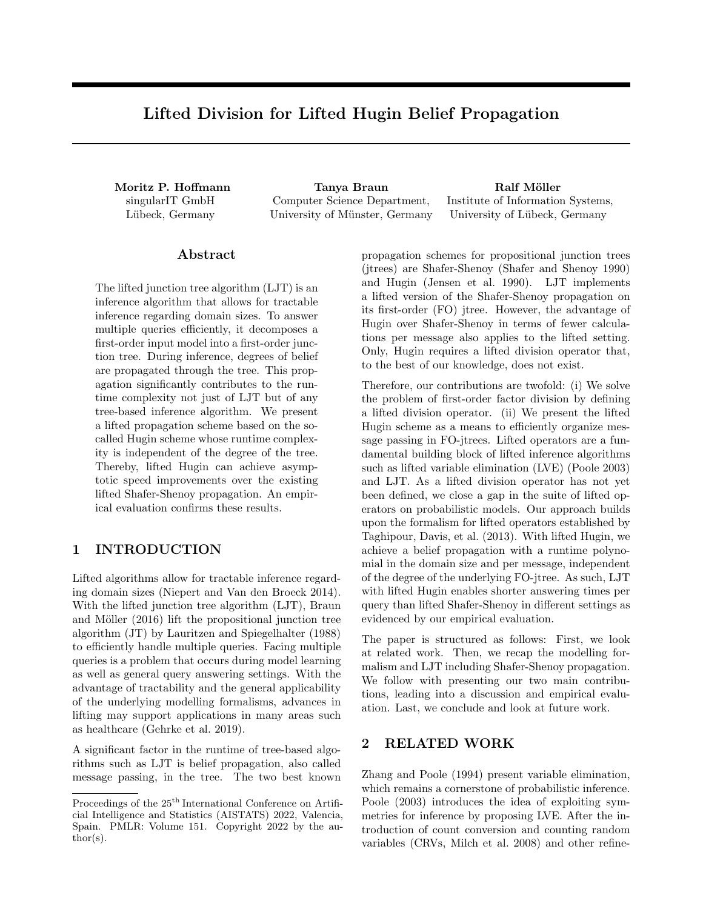# Lifted Division for Lifted Hugin Belief Propagation

**Moritz P. Hoffmann**
singularIT GmbH
Lübeck, Germany

**Tanya Braun**
Computer Science Department,
University of Münster, Germany

**Ralf Möller**
Institute of Information Systems,
University of Lübeck, Germany

## Abstract

The lifted junction tree algorithm (LJT) is an inference algorithm that allows for tractable inference regarding domain sizes. To answer multiple queries efficiently, it decomposes a first-order input model into a first-order junction tree. During inference, degrees of belief are propagated through the tree. This propagation significantly contributes to the runtime complexity not just of LJT but of any tree-based inference algorithm. We present a lifted propagation scheme based on the so-called Hugin scheme whose runtime complexity is independent of the degree of the tree. Thereby, lifted Hugin can achieve asymptotic speed improvements over the existing lifted Shafer-Shenoy propagation. An empirical evaluation confirms these results.

## 1 INTRODUCTION

Lifted algorithms allow for tractable inference regarding domain sizes (Niepert and Van den Broeck 2014). With the lifted junction tree algorithm (LJT), Braun and Möller (2016) lift the propositional junction tree algorithm (JT) by Lauritzen and Spiegelhalter (1988) to efficiently handle multiple queries. Facing multiple queries is a problem that occurs during model learning as well as general query answering settings. With the advantage of tractability and the general applicability of the underlying modelling formalisms, advances in lifting may support applications in many areas such as healthcare (Gehrke et al. 2019).

A significant factor in the runtime of tree-based algorithms such as LJT is belief propagation, also called message passing, in the tree. The two best known propagation schemes for propositional junction trees (jtrees) are Shafer-Shenoy (Shafer and Shenoy 1990) and Hugin (Jensen et al. 1990). LJT implements a lifted version of the Shafer-Shenoy propagation on its first-order (FO) jtree. However, the advantage of Hugin over Shafer-Shenoy in terms of fewer calculations per message also applies to the lifted setting. Only, Hugin requires a lifted division operator that, to the best of our knowledge, does not exist.

Therefore, our contributions are twofold: (i) We solve the problem of first-order factor division by defining a lifted division operator. (ii) We present the lifted Hugin scheme as a means to efficiently organize message passing in FO-jtrees. Lifted operators are a fundamental building block of lifted inference algorithms such as lifted variable elimination (LVE) (Poole 2003) and LJT. As a lifted division operator has not yet been defined, we close a gap in the suite of lifted operators on probabilistic models. Our approach builds upon the formalism for lifted operators established by Taghipour, Davis, et al. (2013). With lifted Hugin, we achieve a belief propagation with a runtime polynomial in the domain size and per message, independent of the degree of the underlying FO-jtree. As such, LJT with lifted Hugin enables shorter answering times per query than lifted Shafer-Shenoy in different settings as evidenced by our empirical evaluation.

The paper is structured as follows: First, we look at related work. Then, we recap the modelling formalism and LJT including Shafer-Shenoy propagation. We follow with presenting our two main contributions, leading into a discussion and empirical evaluation. Last, we conclude and look at future work.

## 2 RELATED WORK

Zhang and Poole (1994) present variable elimination, which remains a cornerstone of probabilistic inference. Poole (2003) introduces the idea of exploiting symmetries for inference by proposing LVE. After the introduction of count conversion and counting random variables (CRVs, Milch et al. 2008) and other refine-

Proceedings of the 25th International Conference on Artificial Intelligence and Statistics (AISTATS) 2022, Valencia, Spain. PMLR: Volume 151. Copyright 2022 by the author(s).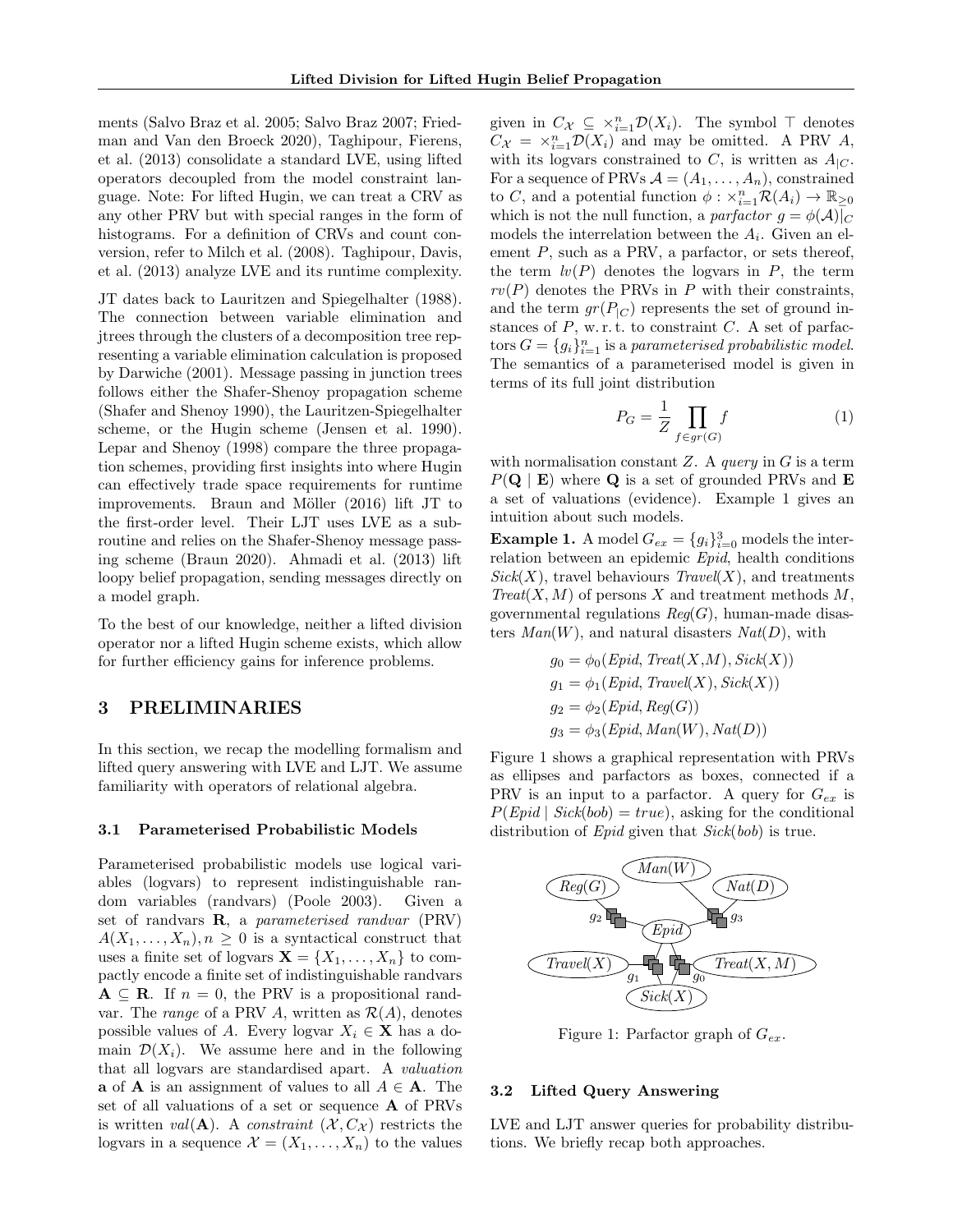ments (Salvo Braz et al. 2005; Salvo Braz 2007; Friedman and Van den Broeck 2020), Taghipour, Fierens, et al. (2013) consolidate a standard LVE, using lifted operators decoupled from the model constraint language. Note: For lifted Hugin, we can treat a CRV as any other PRV but with special ranges in the form of histograms. For a definition of CRVs and count conversion, refer to Milch et al. (2008). Taghipour, Davis, et al. (2013) analyze LVE and its runtime complexity.

JT dates back to Lauritzen and Spiegelhalter (1988). The connection between variable elimination and jtrees through the clusters of a decomposition tree representing a variable elimination calculation is proposed by Darwiche (2001). Message passing in junction trees follows either the Shafer-Shenoy propagation scheme (Shafer and Shenoy 1990), the Lauritzen-Spiegelhalter scheme, or the Hugin scheme (Jensen et al. 1990). Lepar and Shenoy (1998) compare the three propagation schemes, providing first insights into where Hugin can effectively trade space requirements for runtime improvements. Braun and Möller (2016) lift JT to the first-order level. Their LJT uses LVE as a subroutine and relies on the Shafer-Shenoy message passing scheme (Braun 2020). Ahmadi et al. (2013) lift loopy belief propagation, sending messages directly on a model graph.

To the best of our knowledge, neither a lifted division operator nor a lifted Hugin scheme exists, which allow for further efficiency gains for inference problems.

# 3 PRELIMINARIES

In this section, we recap the modelling formalism and lifted query answering with LVE and LJT. We assume familiarity with operators of relational algebra.

## 3.1 Parameterised Probabilistic Models

Parameterised probabilistic models use logical variables (logvars) to represent indistinguishable random variables (randvars) (Poole 2003). Given a set of randvars $\mathbf{R}$, a *parameterised randvar* (PRV) $A(X_1, \dots, X_n), n \geq 0$ is a syntactical construct that uses a finite set of logvars $\mathbf{X} = \{X_1, \dots, X_n\}$ to compactly encode a finite set of indistinguishable randvars $\mathbf{A} \subseteq \mathbf{R}$. If $n = 0$, the PRV is a propositional randvar. The *range* of a PRV $A$, written as $\mathcal{R}(A)$, denotes possible values of $A$. Every logvar $X_i \in \mathbf{X}$ has a domain $\mathcal{D}(X_i)$. We assume here and in the following that all logvars are standardised apart. A *valuation* $\mathbf{a}$ of $\mathbf{A}$ is an assignment of values to all $A \in \mathbf{A}$. The set of all valuations of a set or sequence $\mathbf{A}$ of PRVs is written $val(\mathbf{A})$. A *constraint* $(\mathcal{X}, C_{\mathcal{X}})$ restricts the logvars in a sequence $\mathcal{X} = (X_1, \dots, X_n)$ to the values given in $C_{\mathcal{X}} \subseteq \times_{i=1}^{n} \mathcal{D}(X_i)$. The symbol $\top$ denotes $C_{\mathcal{X}} = \times_{i=1}^{n} \mathcal{D}(X_i)$ and may be omitted. A PRV $A$, with its logvars constrained to $C$, is written as $A_{|C}$. For a sequence of PRVs $\mathcal{A} = (A_1, \dots, A_n)$, constrained to $C$, and a potential function $\phi : \times_{i=1}^{n} \mathcal{R}(A_i) \to \mathbb{R}_{\geq 0}$ which is not the null function, a *parfactor* $g = \phi(\mathcal{A})_{|C}$ models the interrelation between the $A_i$. Given an element $P$, such as a PRV, a parfactor, or sets thereof, the term $lv(P)$ denotes the logvars in $P$, the term $rv(P)$ denotes the PRVs in $P$ with their constraints, and the term $gr(P_{|C})$ represents the set of ground instances of $P$, w.r.t. to constraint $C$. A set of parfactors $G = \{g_i\}_{i=1}^{n}$ is a *parameterised probabilistic model*. The semantics of a parameterised model is given in terms of its full joint distribution

$$P_G = \frac{1}{Z} \prod_{f \in gr(G)} f \tag{1}$$

with normalisation constant $Z$. A *query* in $G$ is a term $P(\mathbf{Q} \mid \mathbf{E})$ where $\mathbf{Q}$ is a set of grounded PRVs and $\mathbf{E}$ a set of valuations (evidence). Example 1 gives an intuition about such models.

**Example 1.** A model $G_{ex} = \{g_i\}_{i=0}^{3}$ models the interrelation between an epidemic *Epid*, health conditions *Sick*$(X)$, travel behaviours *Travel*$(X)$, and treatments *Treat*$(X, M)$ of persons $X$ and treatment methods $M$, governmental regulations *Reg*$(G)$, human-made disasters *Man*$(W)$, and natural disasters *Nat*$(D)$, with

$$g_0 = \phi_0(Epid, Treat(X,M), Sick(X))$$
$$g_1 = \phi_1(Epid, Travel(X), Sick(X))$$
$$g_2 = \phi_2(Epid, Reg(G))$$
$$g_3 = \phi_3(Epid, Man(W), Nat(D))$$

Figure 1 shows a graphical representation with PRVs as ellipses and parfactors as boxes, connected if a PRV is an input to a parfactor. A query for $G_{ex}$ is $P(Epid \mid Sick(bob) = true)$, asking for the conditional distribution of *Epid* given that *Sick*$(bob)$ is true.

Figure 1: Parfactor graph of $G_{ex}$.

## 3.2 Lifted Query Answering

LVE and LJT answer queries for probability distributions. We briefly recap both approaches.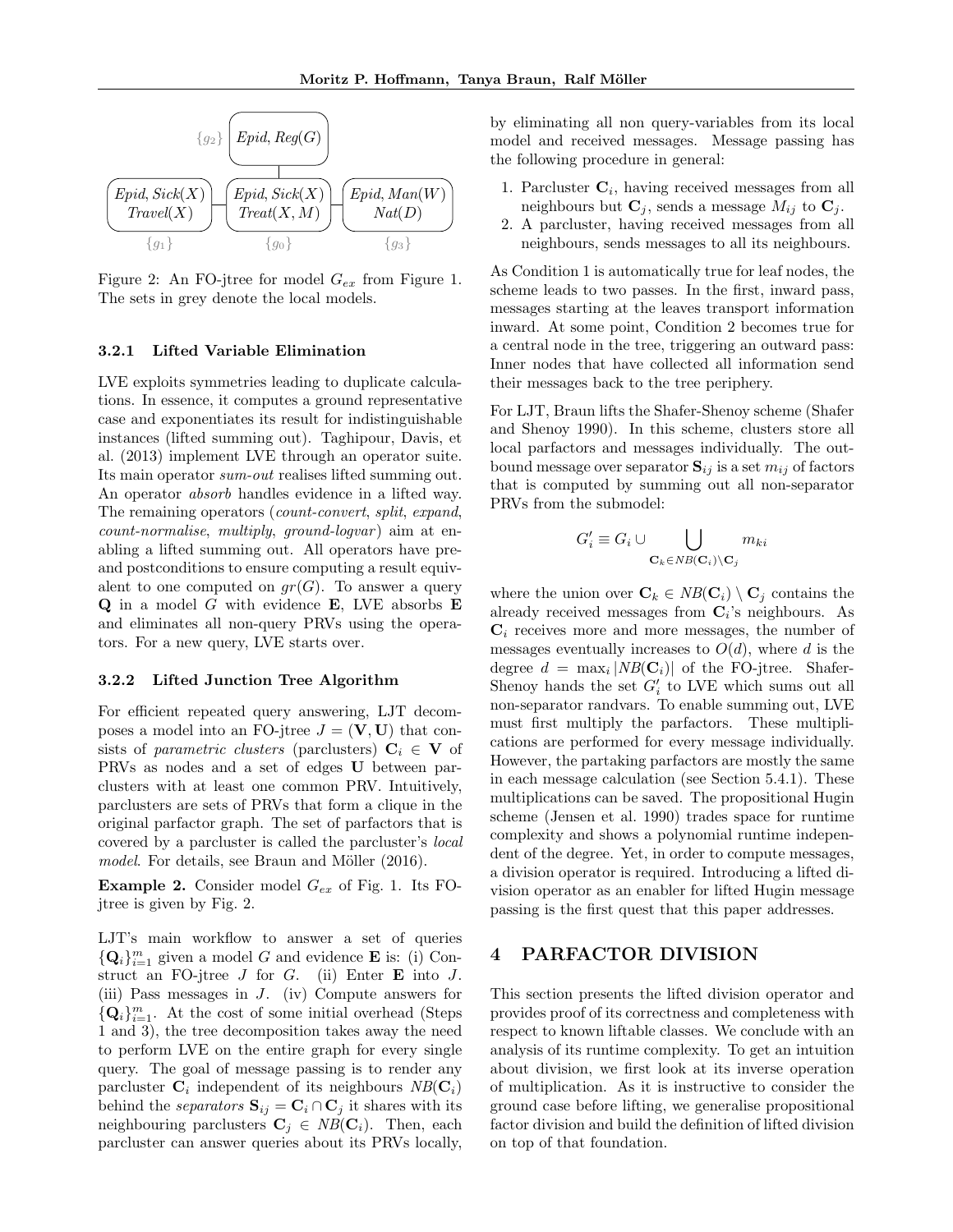Figure 2: An FO-jtree for model $G_{ex}$ from Figure 1. The sets in grey denote the local models.

### 3.2.1 Lifted Variable Elimination

LVE exploits symmetries leading to duplicate calculations. In essence, it computes a ground representative case and exponentiates its result for indistinguishable instances (lifted summing out). Taghipour, Davis, et al. (2013) implement LVE through an operator suite. Its main operator *sum-out* realises lifted summing out. An operator *absorb* handles evidence in a lifted way. The remaining operators (*count-convert*, *split*, *expand*, *count-normalise*, *multiply*, *ground-logvar*) aim at enabling a lifted summing out. All operators have pre- and postconditions to ensure computing a result equivalent to one computed on $gr(G)$. To answer a query $\mathbf{Q}$ in a model $G$ with evidence $\mathbf{E}$, LVE absorbs $\mathbf{E}$ and eliminates all non-query PRVs using the operators. For a new query, LVE starts over.

### 3.2.2 Lifted Junction Tree Algorithm

For efficient repeated query answering, LJT decomposes a model into an FO-jtree $J = (\mathbf{V}, \mathbf{U})$ that consists of *parametric clusters* (parclusters) $\mathbf{C}_i \in \mathbf{V}$ of PRVs as nodes and a set of edges $\mathbf{U}$ between parclusters with at least one common PRV. Intuitively, parclusters are sets of PRVs that form a clique in the original parfactor graph. The set of parfactors that is covered by a parcluster is called the parcluster's *local model*. For details, see Braun and Möller (2016).

**Example 2.** Consider model $G_{ex}$ of Fig. 1. Its FO-jtree is given by Fig. 2.

LJT's main workflow to answer a set of queries $\{\mathbf{Q}_i\}_{i=1}^m$ given a model $G$ and evidence $\mathbf{E}$ is: (i) Construct an FO-jtree $J$ for $G$. (ii) Enter $\mathbf{E}$ into $J$. (iii) Pass messages in $J$. (iv) Compute answers for $\{\mathbf{Q}_i\}_{i=1}^m$. At the cost of some initial overhead (Steps 1 and 3), the tree decomposition takes away the need to perform LVE on the entire graph for every single query. The goal of message passing is to render any parcluster $\mathbf{C}_i$ independent of its neighbours $NB(\mathbf{C}_i)$ behind the *separators* $\mathbf{S}_{ij} = \mathbf{C}_i \cap \mathbf{C}_j$ it shares with its neighbouring parclusters $\mathbf{C}_j \in NB(\mathbf{C}_i)$. Then, each parcluster can answer queries about its PRVs locally, by eliminating all non query-variables from its local model and received messages. Message passing has the following procedure in general:

1. Parcluster $\mathbf{C}_i$, having received messages from all neighbours but $\mathbf{C}_j$, sends a message $M_{ij}$ to $\mathbf{C}_j$.
2. A parcluster, having received messages from all neighbours, sends messages to all its neighbours.

As Condition 1 is automatically true for leaf nodes, the scheme leads to two passes. In the first, inward pass, messages starting at the leaves transport information inward. At some point, Condition 2 becomes true for a central node in the tree, triggering an outward pass: Inner nodes that have collected all information send their messages back to the tree periphery.

For LJT, Braun lifts the Shafer-Shenoy scheme (Shafer and Shenoy 1990). In this scheme, clusters store all local parfactors and messages individually. The outbound message over separator $\mathbf{S}_{ij}$ is a set $m_{ij}$ of factors that is computed by summing out all non-separator PRVs from the submodel:

$$G_i' \equiv G_i \cup \bigcup_{\mathbf{C}_k \in NB(\mathbf{C}_i) \setminus \mathbf{C}_j} m_{ki}$$

where the union over $\mathbf{C}_k \in NB(\mathbf{C}_i) \setminus \mathbf{C}_j$ contains the already received messages from $\mathbf{C}_i$'s neighbours. As $\mathbf{C}_i$ receives more and more messages, the number of messages eventually increases to $O(d)$, where $d$ is the degree $d = \max_i |NB(\mathbf{C}_i)|$ of the FO-jtree. Shafer-Shenoy hands the set $G_i'$ to LVE which sums out all non-separator randvars. To enable summing out, LVE must first multiply the parfactors. These multiplications are performed for every message individually. However, the partaking parfactors are mostly the same in each message calculation (see Section 5.4.1). These multiplications can be saved. The propositional Hugin scheme (Jensen et al. 1990) trades space for runtime complexity and shows a polynomial runtime independent of the degree. Yet, in order to compute messages, a division operator is required. Introducing a lifted division operator as an enabler for lifted Hugin message passing is the first quest that this paper addresses.

## 4 PARFACTOR DIVISION

This section presents the lifted division operator and provides proof of its correctness and completeness with respect to known liftable classes. We conclude with an analysis of its runtime complexity. To get an intuition about division, we first look at its inverse operation of multiplication. As it is instructive to consider the ground case before lifting, we generalise propositional factor division and build the definition of lifted division on top of that foundation.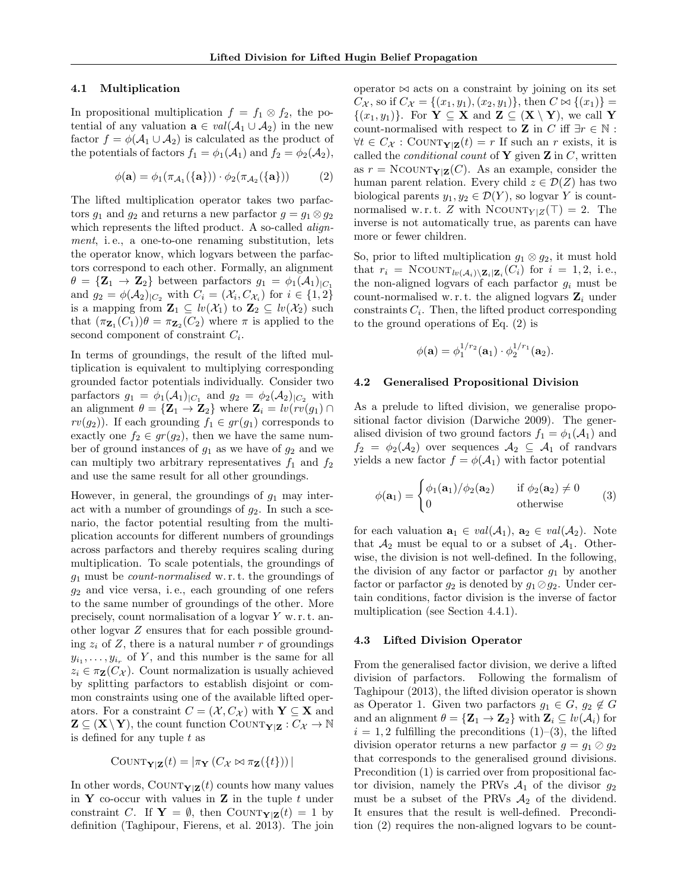### 4.1 Multiplication

In propositional multiplication $f = f_1 \otimes f_2$, the potential of any valuation $\mathbf{a} \in val(\mathcal{A}_1 \cup \mathcal{A}_2)$ in the new factor $f = \phi(\mathcal{A}_1 \cup \mathcal{A}_2)$ is calculated as the product of the potentials of factors $f_1 = \phi_1(\mathcal{A}_1)$ and $f_2 = \phi_2(\mathcal{A}_2)$,

$$\phi(\mathbf{a}) = \phi_1(\pi_{\mathcal{A}_1}(\{\mathbf{a}\})) \cdot \phi_2(\pi_{\mathcal{A}_2}(\{\mathbf{a}\})) \tag{2}$$

The lifted multiplication operator takes two parfactors $g_1$ and $g_2$ and returns a new parfactor $g = g_1 \otimes g_2$ which represents the lifted product. A so-called *alignment*, i. e., a one-to-one renaming substitution, lets the operator know, which logvars between the parfactors correspond to each other. Formally, an alignment $\theta = \{\mathbf{Z}_1 \to \mathbf{Z}_2\}$ between parfactors $g_1 = \phi_1(\mathcal{A}_1)_{|C_1}$ and $g_2 = \phi(\mathcal{A}_2)_{|C_2}$ with $C_i = (\mathcal{X}_i, C_{\mathcal{X}_i})$ for $i \in \{1, 2\}$ is a mapping from $\mathbf{Z}_1 \subseteq lv(\mathcal{X}_1)$ to $\mathbf{Z}_2 \subseteq lv(\mathcal{X}_2)$ such that $(\pi_{\mathbf{Z}_1}(C_1))\theta = \pi_{\mathbf{Z}_2}(C_2)$ where $\pi$ is applied to the second component of constraint $C_i$.

In terms of groundings, the result of the lifted multiplication is equivalent to multiplying corresponding grounded factor potentials individually. Consider two parfactors $g_1 = \phi_1(\mathcal{A}_1)_{|C_1}$ and $g_2 = \phi_2(\mathcal{A}_2)_{|C_2}$ with an alignment $\theta = \{\mathbf{Z}_1 \to \mathbf{Z}_2\}$ where $\mathbf{Z}_i = lv(rv(g_1) \cap rv(g_2))$. If each grounding $f_1 \in gr(g_1)$ corresponds to exactly one $f_2 \in gr(g_2)$, then we have the same number of ground instances of $g_1$ as we have of $g_2$ and we can multiply two arbitrary representatives $f_1$ and $f_2$ and use the same result for all other groundings.

However, in general, the groundings of $g_1$ may interact with a number of groundings of $g_2$. In such a scenario, the factor potential resulting from the multiplication accounts for different numbers of groundings across parfactors and thereby requires scaling during multiplication. To scale potentials, the groundings of $g_1$ must be *count-normalised* w. r. t. the groundings of $g_2$ and vice versa, i. e., each grounding of one refers to the same number of groundings of the other. More precisely, count normalisation of a logvar $Y$ w. r. t. another logvar $Z$ ensures that for each possible grounding $z_i$ of $Z$, there is a natural number $r$ of groundings $y_{i_1}, \ldots, y_{i_r}$ of $Y$, and this number is the same for all $z_i \in \pi_{\mathbf{Z}}(C_{\mathcal{X}})$. Count normalization is usually achieved by splitting parfactors to establish disjoint or common constraints using one of the available lifted operators. For a constraint $C = (\mathcal{X}, C_{\mathcal{X}})$ with $\mathbf{Y} \subseteq \mathbf{X}$ and $\mathbf{Z} \subseteq (\mathbf{X} \setminus \mathbf{Y})$, the count function $\text{COUNT}_{\mathbf{Y}|\mathbf{Z}} : C_{\mathcal{X}} \to \mathbb{N}$ is defined for any tuple $t$ as

$$\text{COUNT}_{\mathbf{Y}|\mathbf{Z}}(t) = |\pi_{\mathbf{Y}}\left(C_{\mathcal{X}} \bowtie \pi_{\mathbf{Z}}(\{t\})\right)|$$

In other words, $\text{COUNT}_{\mathbf{Y}|\mathbf{Z}}(t)$ counts how many values in $\mathbf{Y}$ co-occur with values in $\mathbf{Z}$ in the tuple $t$ under constraint $C$. If $\mathbf{Y} = \emptyset$, then $\text{COUNT}_{\mathbf{Y}|\mathbf{Z}}(t) = 1$ by definition (Taghipour, Fierens, et al. 2013). The join operator $\bowtie$ acts on a constraint by joining on its set $C_{\mathcal{X}}$, so if $C_{\mathcal{X}} = \{(x_1, y_1), (x_2, y_1)\}$, then $C \bowtie \{(x_1)\} = \{(x_1, y_1)\}$. For $\mathbf{Y} \subseteq \mathbf{X}$ and $\mathbf{Z} \subseteq (\mathbf{X} \setminus \mathbf{Y})$, we call $\mathbf{Y}$ count-normalised with respect to $\mathbf{Z}$ in $C$ iff $\exists r \in \mathbb{N} : \forall t \in C_{\mathcal{X}} : \text{COUNT}_{\mathbf{Y}|\mathbf{Z}}(t) = r$ If such an $r$ exists, it is called the *conditional count* of $\mathbf{Y}$ given $\mathbf{Z}$ in $C$, written as $r = \text{NCOUNT}_{\mathbf{Y}|\mathbf{Z}}(C)$. As an example, consider the human parent relation. Every child $z \in \mathcal{D}(Z)$ has two biological parents $y_1, y_2 \in \mathcal{D}(Y)$, so logvar $Y$ is count-normalised w. r. t. $Z$ with $\text{NCOUNT}_{Y|Z}(\top) = 2$. The inverse is not automatically true, as parents can have more or fewer children.

So, prior to lifted multiplication $g_1 \otimes g_2$, it must hold that $r_i = \text{NCOUNT}_{lv(\mathcal{A}_i) \setminus \mathbf{Z}_i | \mathbf{Z}_i}(C_i)$ for $i = 1, 2$, i. e., the non-aligned logvars of each parfactor $g_i$ must be count-normalised w. r. t. the aligned logvars $\mathbf{Z}_i$ under constraints $C_i$. Then, the lifted product corresponding to the ground operations of Eq. (2) is

$$\phi(\mathbf{a}) = \phi_1^{1/r_2}(\mathbf{a}_1) \cdot \phi_2^{1/r_1}(\mathbf{a}_2).$$

### 4.2 Generalised Propositional Division

As a prelude to lifted division, we generalise propositional factor division (Darwiche 2009). The generalised division of two ground factors $f_1 = \phi_1(\mathcal{A}_1)$ and $f_2 = \phi_2(\mathcal{A}_2)$ over sequences $\mathcal{A}_2 \subseteq \mathcal{A}_1$ of randvars yields a new factor $f = \phi(\mathcal{A}_1)$ with factor potential

$$\phi(\mathbf{a}_1) = \begin{cases} \phi_1(\mathbf{a}_1)/\phi_2(\mathbf{a}_2) & \text{if } \phi_2(\mathbf{a}_2) \neq 0 \\ 0 & \text{otherwise} \end{cases} \tag{3}$$

for each valuation $\mathbf{a}_1 \in val(\mathcal{A}_1)$, $\mathbf{a}_2 \in val(\mathcal{A}_2)$. Note that $\mathcal{A}_2$ must be equal to or a subset of $\mathcal{A}_1$. Otherwise, the division is not well-defined. In the following, the division of any factor or parfactor $g_1$ by another factor or parfactor $g_2$ is denoted by $g_1 \oslash g_2$. Under certain conditions, factor division is the inverse of factor multiplication (see Section 4.4.1).

### 4.3 Lifted Division Operator

From the generalised factor division, we derive a lifted division of parfactors. Following the formalism of Taghipour (2013), the lifted division operator is shown as Operator 1. Given two parfactors $g_1 \in G$, $g_2 \notin G$ and an alignment $\theta = \{\mathbf{Z}_1 \to \mathbf{Z}_2\}$ with $\mathbf{Z}_i \subseteq lv(\mathcal{A}_i)$ for $i = 1, 2$ fulfilling the preconditions (1)–(3), the lifted division operator returns a new parfactor $g = g_1 \oslash g_2$ that corresponds to the generalised ground divisions. Precondition (1) is carried over from propositional factor division, namely the PRVs $\mathcal{A}_1$ of the divisor $g_2$ must be a subset of the PRVs $\mathcal{A}_2$ of the dividend. It ensures that the result is well-defined. Precondition (2) requires the non-aligned logvars to be count-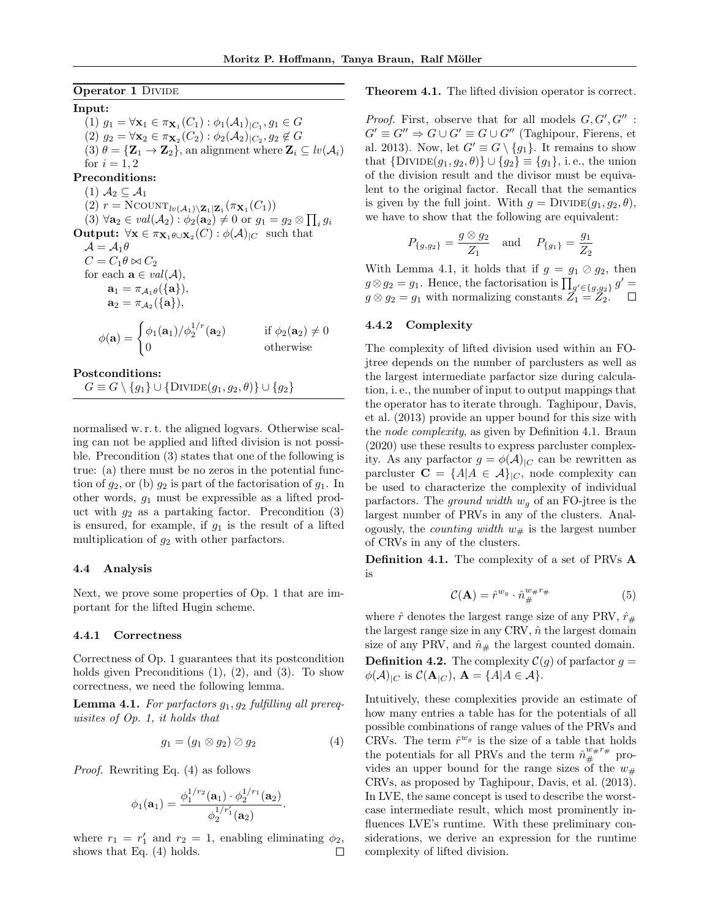**Operator 1** DIVIDE

**Input:**

(1) $g_1 = \forall \mathbf{x}_1 \in \pi_{\mathbf{X}_1}(C_1) : \phi_1(\mathcal{A}_1)_{|C_1}, g_1 \in G$

(2) $g_2 = \forall \mathbf{x}_2 \in \pi_{\mathbf{X}_2}(C_2) : \phi_2(\mathcal{A}_2)_{|C_2}, g_2 \notin G$

(3) $\theta = \{\mathbf{Z}_1 \to \mathbf{Z}_2\}$, an alignment where $\mathbf{Z}_i \subseteq lv(\mathcal{A}_i)$ for $i = 1, 2$

**Preconditions:**

(1) $\mathcal{A}_2 \subseteq \mathcal{A}_1$

(2) $r = \text{NCOUNT}_{lv(\mathcal{A}_1)\setminus\mathbf{Z}_1|\mathbf{Z}_1}(\pi_{\mathbf{X}_1}(C_1))$

(3) $\forall \mathbf{a}_2 \in val(\mathcal{A}_2) : \phi_2(\mathbf{a}_2) \neq 0$ or $g_1 = g_2 \otimes \prod_i g_i$

**Output:** $\forall \mathbf{x} \in \pi_{\mathbf{X}_1\theta \cup \mathbf{X}_2}(C) : \phi(\mathcal{A})_{|C}$ such that

$\mathcal{A} = \mathcal{A}_1\theta$

$C = C_1\theta \bowtie C_2$

for each $\mathbf{a} \in val(\mathcal{A})$,

$\mathbf{a}_1 = \pi_{\mathcal{A}_1\theta}(\{\mathbf{a}\})$,

$\mathbf{a}_2 = \pi_{\mathcal{A}_2}(\{\mathbf{a}\})$,

$$\phi(\mathbf{a}) = \begin{cases} \phi_1(\mathbf{a}_1)/\phi_2^{1/r}(\mathbf{a}_2) & \text{if } \phi_2(\mathbf{a}_2) \neq 0 \\ 0 & \text{otherwise} \end{cases}$$

**Postconditions:**

$G \equiv G \setminus \{g_1\} \cup \{\text{DIVIDE}(g_1, g_2, \theta)\} \cup \{g_2\}$

normalised w. r. t. the aligned logvars. Otherwise scaling can not be applied and lifted division is not possible. Precondition (3) states that one of the following is true: (a) there must be no zeros in the potential function of $g_2$, or (b) $g_2$ is part of the factorisation of $g_1$. In other words, $g_1$ must be expressible as a lifted product with $g_2$ as a partaking factor. Precondition (3) is ensured, for example, if $g_1$ is the result of a lifted multiplication of $g_2$ with other parfactors.

### 4.4 Analysis

Next, we prove some properties of Op. 1 that are important for the lifted Hugin scheme.

#### 4.4.1 Correctness

Correctness of Op. 1 guarantees that its postcondition holds given Preconditions (1), (2), and (3). To show correctness, we need the following lemma.

**Lemma 4.1.** *For parfactors $g_1, g_2$ fulfilling all prerequisites of Op. 1, it holds that*

$$g_1 = (g_1 \otimes g_2) \oslash g_2 \tag{4}$$

*Proof.* Rewriting Eq. (4) as follows

$$\phi_1(\mathbf{a}_1) = \frac{\phi_1^{1/r_2}(\mathbf{a}_1) \cdot \phi_2^{1/r_1}(\mathbf{a}_2)}{\phi_2^{1/r_1'}(\mathbf{a}_2)}.$$

where $r_1 = r_1'$ and $r_2 = 1$, enabling eliminating $\phi_2$, shows that Eq. (4) holds. □

**Theorem 4.1.** The lifted division operator is correct.

*Proof.* First, observe that for all models $G, G', G''$ : $G' \equiv G'' \Rightarrow G \cup G' \equiv G \cup G''$ (Taghipour, Fierens, et al. 2013). Now, let $G' \equiv G \setminus \{g_1\}$. It remains to show that $\{\text{DIVIDE}(g_1, g_2, \theta)\} \cup \{g_2\} \equiv \{g_1\}$, i. e., the union of the division result and the divisor must be equivalent to the original factor. Recall that the semantics is given by the full joint. With $g = \text{DIVIDE}(g_1, g_2, \theta)$, we have to show that the following are equivalent:

$$P_{\{g,g_2\}} = \frac{g \otimes g_2}{Z_1} \quad \text{and} \quad P_{\{g_1\}} = \frac{g_1}{Z_2}$$

With Lemma 4.1, it holds that if $g = g_1 \oslash g_2$, then $g \otimes g_2 = g_1$. Hence, the factorisation is $\prod_{g' \in \{g,g_2\}} g' = g \otimes g_2 = g_1$ with normalizing constants $Z_1 = Z_2$. □

#### 4.4.2 Complexity

The complexity of lifted division used within an FO-jtree depends on the number of parclusters as well as the largest intermediate parfactor size during calculation, i. e., the number of input to output mappings that the operator has to iterate through. Taghipour, Davis, et al. (2013) provide an upper bound for this size with the *node complexity*, as given by Definition 4.1. Braun (2020) use these results to express parcluster complexity. As any parfactor $g = \phi(\mathcal{A})_{|C}$ can be rewritten as parcluster $\mathbf{C} = \{A | A \in \mathcal{A}\}_{|C}$, node complexity can be used to characterize the complexity of individual parfactors. The *ground width* $w_g$ of an FO-jtree is the largest number of PRVs in any of the clusters. Analogously, the *counting width* $w_\#$ is the largest number of CRVs in any of the clusters.

**Definition 4.1.** The complexity of a set of PRVs $\mathbf{A}$ is

$$\mathcal{C}(\mathbf{A}) = \hat{r}^{w_g} \cdot \hat{n}_\#^{w_\# r_\#} \tag{5}$$

where $\hat{r}$ denotes the largest range size of any PRV, $\hat{r}_\#$ the largest range size in any CRV, $\hat{n}$ the largest domain size of any PRV, and $\hat{n}_\#$ the largest counted domain.

**Definition 4.2.** The complexity $\mathcal{C}(g)$ of parfactor $g = \phi(\mathcal{A})_{|C}$ is $\mathcal{C}(\mathbf{A}_{|C})$, $\mathbf{A} = \{A | A \in \mathcal{A}\}$.

Intuitively, these complexities provide an estimate of how many entries a table has for the potentials of all possible combinations of range values of the PRVs and CRVs. The term $\hat{r}^{w_g}$ is the size of a table that holds the potentials for all PRVs and the term $\hat{n}_\#^{w_\# r_\#}$ provides an upper bound for the range sizes of the $w_\#$ CRVs, as proposed by Taghipour, Davis, et al. (2013). In LVE, the same concept is used to describe the worst-case intermediate result, which most prominently influences LVE's runtime. With these preliminary considerations, we derive an expression for the runtime complexity of lifted division.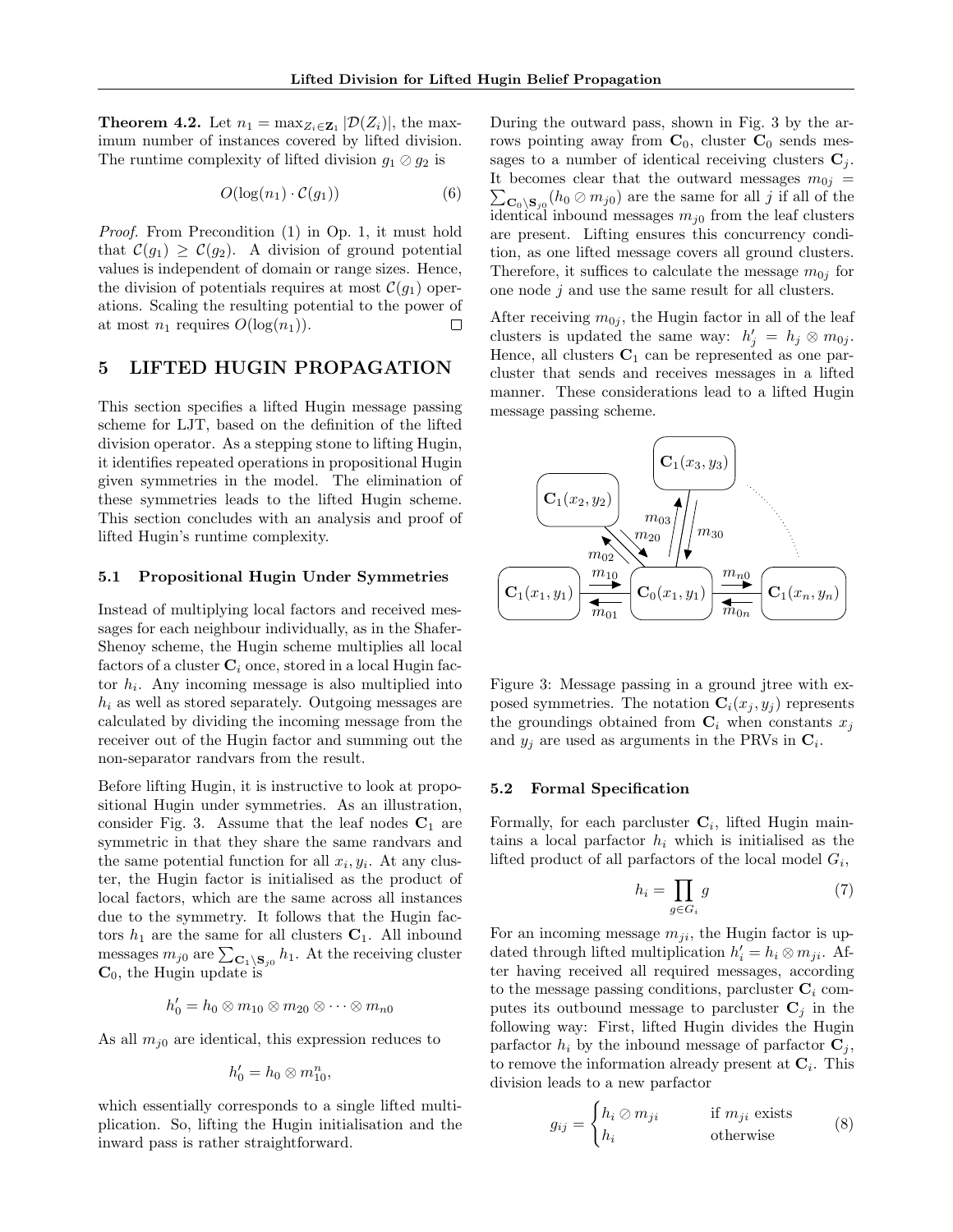**Theorem 4.2.** Let $n_1 = \max_{Z_i \in \mathbf{Z}_1} |\mathcal{D}(Z_i)|$, the maximum number of instances covered by lifted division. The runtime complexity of lifted division $g_1 \oslash g_2$ is

$$O(\log(n_1) \cdot \mathcal{C}(g_1)) \tag{6}$$

*Proof.* From Precondition (1) in Op. 1, it must hold that $\mathcal{C}(g_1) \geq \mathcal{C}(g_2)$. A division of ground potential values is independent of domain or range sizes. Hence, the division of potentials requires at most $\mathcal{C}(g_1)$ operations. Scaling the resulting potential to the power of at most $n_1$ requires $O(\log(n_1))$. $\square$

## 5 LIFTED HUGIN PROPAGATION

This section specifies a lifted Hugin message passing scheme for LJT, based on the definition of the lifted division operator. As a stepping stone to lifting Hugin, it identifies repeated operations in propositional Hugin given symmetries in the model. The elimination of these symmetries leads to the lifted Hugin scheme. This section concludes with an analysis and proof of lifted Hugin's runtime complexity.

### 5.1 Propositional Hugin Under Symmetries

Instead of multiplying local factors and received messages for each neighbour individually, as in the Shafer-Shenoy scheme, the Hugin scheme multiplies all local factors of a cluster $\mathbf{C}_i$ once, stored in a local Hugin factor $h_i$. Any incoming message is also multiplied into $h_i$ as well as stored separately. Outgoing messages are calculated by dividing the incoming message from the receiver out of the Hugin factor and summing out the non-separator randvars from the result.

Before lifting Hugin, it is instructive to look at propositional Hugin under symmetries. As an illustration, consider Fig. 3. Assume that the leaf nodes $\mathbf{C}_1$ are symmetric in that they share the same randvars and the same potential function for all $x_i, y_i$. At any cluster, the Hugin factor is initialised as the product of local factors, which are the same across all instances due to the symmetry. It follows that the Hugin factors $h_1$ are the same for all clusters $\mathbf{C}_1$. All inbound messages $m_{j0}$ are $\sum_{\mathbf{C}_1 \setminus \mathbf{S}_{j0}} h_1$. At the receiving cluster $\mathbf{C}_0$, the Hugin update is

$$h'_0 = h_0 \otimes m_{10} \otimes m_{20} \otimes \cdots \otimes m_{n0}$$

As all $m_{j0}$ are identical, this expression reduces to

$$h'_0 = h_0 \otimes m_{10}^n,$$

which essentially corresponds to a single lifted multiplication. So, lifting the Hugin initialisation and the inward pass is rather straightforward.

During the outward pass, shown in Fig. 3 by the arrows pointing away from $\mathbf{C}_0$, cluster $\mathbf{C}_0$ sends messages to a number of identical receiving clusters $\mathbf{C}_j$. It becomes clear that the outward messages $m_{0j} = \sum_{\mathbf{C}_0 \setminus \mathbf{S}_{j0}} (h_0 \oslash m_{j0})$ are the same for all $j$ if all of the identical inbound messages $m_{j0}$ from the leaf clusters are present. Lifting ensures this concurrency condition, as one lifted message covers all ground clusters. Therefore, it suffices to calculate the message $m_{0j}$ for one node $j$ and use the same result for all clusters.

After receiving $m_{0j}$, the Hugin factor in all of the leaf clusters is updated the same way: $h'_j = h_j \otimes m_{0j}$. Hence, all clusters $\mathbf{C}_1$ can be represented as one parcluster that sends and receives messages in a lifted manner. These considerations lead to a lifted Hugin message passing scheme.

Figure 3: Message passing in a ground jtree with exposed symmetries. The notation $\mathbf{C}_i(x_j, y_j)$ represents the groundings obtained from $\mathbf{C}_i$ when constants $x_j$ and $y_j$ are used as arguments in the PRVs in $\mathbf{C}_i$.

### 5.2 Formal Specification

Formally, for each parcluster $\mathbf{C}_i$, lifted Hugin maintains a local parfactor $h_i$ which is initialised as the lifted product of all parfactors of the local model $G_i$,

$$h_i = \prod_{g \in G_i} g \tag{7}$$

For an incoming message $m_{ji}$, the Hugin factor is updated through lifted multiplication $h'_i = h_i \otimes m_{ji}$. After having received all required messages, according to the message passing conditions, parcluster $\mathbf{C}_i$ computes its outbound message to parcluster $\mathbf{C}_j$ in the following way: First, lifted Hugin divides the Hugin parfactor $h_i$ by the inbound message of parfactor $\mathbf{C}_j$, to remove the information already present at $\mathbf{C}_i$. This division leads to a new parfactor

$$g_{ij} = \begin{cases} h_i \oslash m_{ji} & \text{if } m_{ji} \text{ exists} \\ h_i & \text{otherwise} \end{cases} \tag{8}$$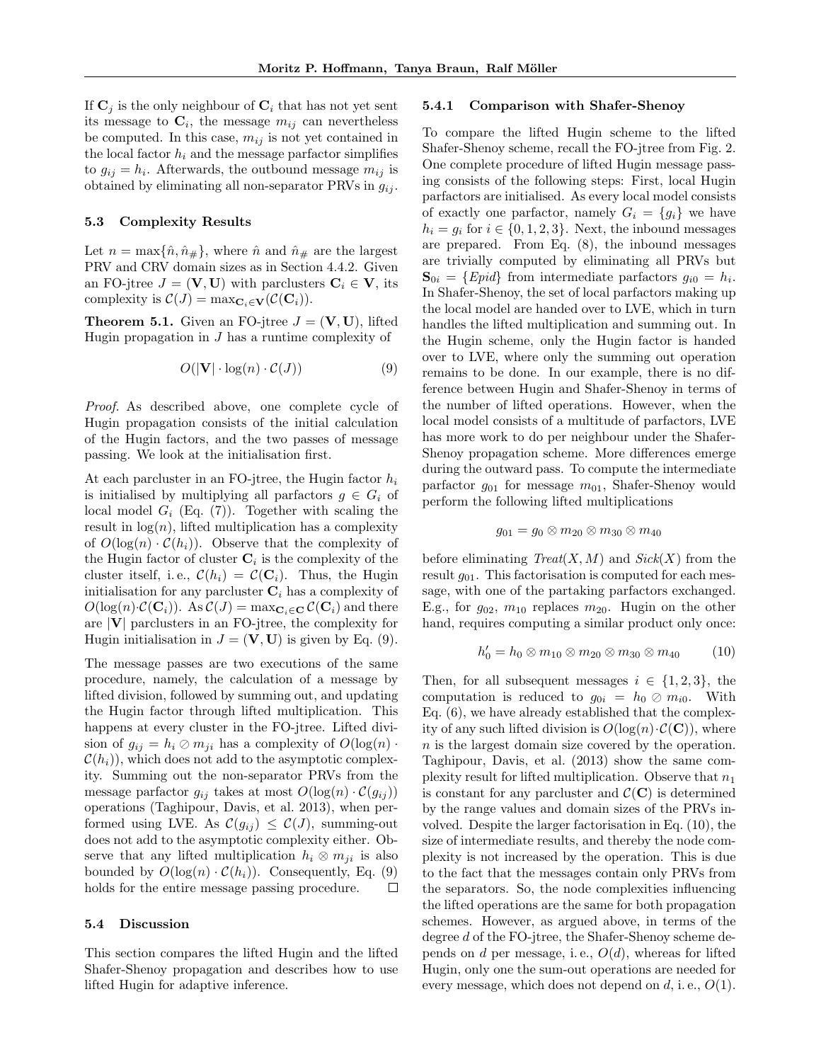If $\mathbf{C}_j$ is the only neighbour of $\mathbf{C}_i$ that has not yet sent its message to $\mathbf{C}_i$, the message $m_{ij}$ can nevertheless be computed. In this case, $m_{ij}$ is not yet contained in the local factor $h_i$ and the message parfactor simplifies to $g_{ij} = h_i$. Afterwards, the outbound message $m_{ij}$ is obtained by eliminating all non-separator PRVs in $g_{ij}$.

### 5.3 Complexity Results

Let $n = \max\{\hat{n}, \hat{n}_\#\}$, where $\hat{n}$ and $\hat{n}_\#$ are the largest PRV and CRV domain sizes as in Section 4.4.2. Given an FO-jtree $J = (\mathbf{V}, \mathbf{U})$ with parclusters $\mathbf{C}_i \in \mathbf{V}$, its complexity is $\mathcal{C}(J) = \max_{\mathbf{C}_i \in \mathbf{V}}(\mathcal{C}(\mathbf{C}_i))$.

**Theorem 5.1.** Given an FO-jtree $J = (\mathbf{V}, \mathbf{U})$, lifted Hugin propagation in $J$ has a runtime complexity of

$$O(|\mathbf{V}| \cdot \log(n) \cdot \mathcal{C}(J)) \tag{9}$$

*Proof.* As described above, one complete cycle of Hugin propagation consists of the initial calculation of the Hugin factors, and the two passes of message passing. We look at the initialisation first.

At each parcluster in an FO-jtree, the Hugin factor $h_i$ is initialised by multiplying all parfactors $g \in G_i$ of local model $G_i$ (Eq. (7)). Together with scaling the result in $\log(n)$, lifted multiplication has a complexity of $O(\log(n) \cdot \mathcal{C}(h_i))$. Observe that the complexity of the Hugin factor of cluster $\mathbf{C}_i$ is the complexity of the cluster itself, i. e., $\mathcal{C}(h_i) = \mathcal{C}(\mathbf{C}_i)$. Thus, the Hugin initialisation for any parcluster $\mathbf{C}_i$ has a complexity of $O(\log(n) \cdot \mathcal{C}(\mathbf{C}_i))$. As $\mathcal{C}(J) = \max_{\mathbf{C}_i \in \mathbf{C}} \mathcal{C}(\mathbf{C}_i)$ and there are $|\mathbf{V}|$ parclusters in an FO-jtree, the complexity for Hugin initialisation in $J = (\mathbf{V}, \mathbf{U})$ is given by Eq. (9).

The message passes are two executions of the same procedure, namely, the calculation of a message by lifted division, followed by summing out, and updating the Hugin factor through lifted multiplication. This happens at every cluster in the FO-jtree. Lifted division of $g_{ij} = h_i \oslash m_{ji}$ has a complexity of $O(\log(n) \cdot \mathcal{C}(h_i))$, which does not add to the asymptotic complexity. Summing out the non-separator PRVs from the message parfactor $g_{ij}$ takes at most $O(\log(n) \cdot \mathcal{C}(g_{ij}))$ operations (Taghipour, Davis, et al. 2013), when performed using LVE. As $\mathcal{C}(g_{ij}) \leq \mathcal{C}(J)$, summing-out does not add to the asymptotic complexity either. Observe that any lifted multiplication $h_i \otimes m_{ji}$ is also bounded by $O(\log(n) \cdot \mathcal{C}(h_i))$. Consequently, Eq. (9) holds for the entire message passing procedure. □

### 5.4 Discussion

This section compares the lifted Hugin and the lifted Shafer-Shenoy propagation and describes how to use lifted Hugin for adaptive inference.

#### 5.4.1 Comparison with Shafer-Shenoy

To compare the lifted Hugin scheme to the lifted Shafer-Shenoy scheme, recall the FO-jtree from Fig. 2. One complete procedure of lifted Hugin message passing consists of the following steps: First, local Hugin parfactors are initialised. As every local model consists of exactly one parfactor, namely $G_i = \{g_i\}$ we have $h_i = g_i$ for $i \in \{0, 1, 2, 3\}$. Next, the inbound messages are prepared. From Eq. (8), the inbound messages are trivially computed by eliminating all PRVs but $\mathbf{S}_{0i} = \{Epid\}$ from intermediate parfactors $g_{i0} = h_i$. In Shafer-Shenoy, the set of local parfactors making up the local model are handed over to LVE, which in turn handles the lifted multiplication and summing out. In the Hugin scheme, only the Hugin factor is handed over to LVE, where only the summing out operation remains to be done. In our example, there is no difference between Hugin and Shafer-Shenoy in terms of the number of lifted operations. However, when the local model consists of a multitude of parfactors, LVE has more work to do per neighbour under the Shafer-Shenoy propagation scheme. More differences emerge during the outward pass. To compute the intermediate parfactor $g_{01}$ for message $m_{01}$, Shafer-Shenoy would perform the following lifted multiplications

$$g_{01} = g_0 \otimes m_{20} \otimes m_{30} \otimes m_{40}$$

before eliminating *Treat*$(X, M)$ and *Sick*$(X)$ from the result $g_{01}$. This factorisation is computed for each message, with one of the partaking parfactors exchanged. E.g., for $g_{02}$, $m_{10}$ replaces $m_{20}$. Hugin on the other hand, requires computing a similar product only once:

$$h'_0 = h_0 \otimes m_{10} \otimes m_{20} \otimes m_{30} \otimes m_{40} \tag{10}$$

Then, for all subsequent messages $i \in \{1, 2, 3\}$, the computation is reduced to $g_{0i} = h_0 \oslash m_{i0}$. With Eq. (6), we have already established that the complexity of any such lifted division is $O(\log(n) \cdot \mathcal{C}(\mathbf{C}))$, where $n$ is the largest domain size covered by the operation. Taghipour, Davis, et al. (2013) show the same complexity result for lifted multiplication. Observe that $n_1$ is constant for any parcluster and $\mathcal{C}(\mathbf{C})$ is determined by the range values and domain sizes of the PRVs involved. Despite the larger factorisation in Eq. (10), the size of intermediate results, and thereby the node complexity is not increased by the operation. This is due to the fact that the messages contain only PRVs from the separators. So, the node complexities influencing the lifted operations are the same for both propagation schemes. However, as argued above, in terms of the degree $d$ of the FO-jtree, the Shafer-Shenoy scheme depends on $d$ per message, i. e., $O(d)$, whereas for lifted Hugin, only one the sum-out operations are needed for every message, which does not depend on $d$, i. e., $O(1)$.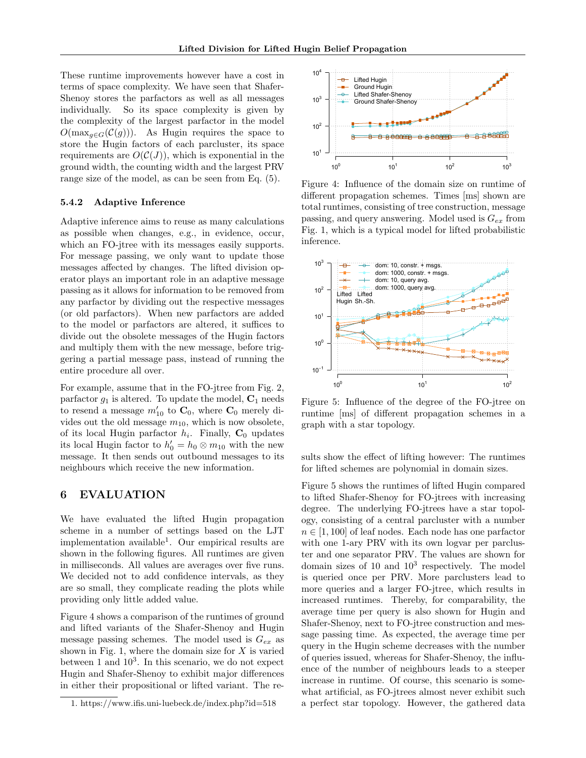These runtime improvements however have a cost in terms of space complexity. We have seen that Shafer-Shenoy stores the parfactors as well as all messages individually. So its space complexity is given by the complexity of the largest parfactor in the model $O(\max_{g \in G}(\mathcal{C}(g)))$. As Hugin requires the space to store the Hugin factors of each parcluster, its space requirements are $O(\mathcal{C}(J))$, which is exponential in the ground width, the counting width and the largest PRV range size of the model, as can be seen from Eq. (5).

### 5.4.2 Adaptive Inference

Adaptive inference aims to reuse as many calculations as possible when changes, e.g., in evidence, occur, which an FO-jtree with its messages easily supports. For message passing, we only want to update those messages affected by changes. The lifted division operator plays an important role in an adaptive message passing as it allows for information to be removed from any parfactor by dividing out the respective messages (or old parfactors). When new parfactors are added to the model or parfactors are altered, it suffices to divide out the obsolete messages of the Hugin factors and multiply them with the new message, before triggering a partial message pass, instead of running the entire procedure all over.

For example, assume that in the FO-jtree from Fig. 2, parfactor $g_1$ is altered. To update the model, $\mathbf{C}_1$ needs to resend a message $m'_{10}$ to $\mathbf{C}_0$, where $\mathbf{C}_0$ merely divides out the old message $m_{10}$, which is now obsolete, of its local Hugin parfactor $h_i$. Finally, $\mathbf{C}_0$ updates its local Hugin factor to $h'_0 = h_0 \otimes m_{10}$ with the new message. It then sends out outbound messages to its neighbours which receive the new information.

## 6 EVALUATION

We have evaluated the lifted Hugin propagation scheme in a number of settings based on the LJT implementation available[1]. Our empirical results are shown in the following figures. All runtimes are given in milliseconds. All values are averages over five runs. We decided not to add confidence intervals, as they are so small, they complicate reading the plots while providing only little added value.

Figure 4 shows a comparison of the runtimes of ground and lifted variants of the Shafer-Shenoy and Hugin message passing schemes. The model used is $G_{ex}$ as shown in Fig. 1, where the domain size for $X$ is varied between 1 and $10^3$. In this scenario, we do not expect Hugin and Shafer-Shenoy to exhibit major differences in either their propositional or lifted variant. The results show the effect of lifting however: The runtimes for lifted schemes are polynomial in domain sizes.

Figure 4: Influence of the domain size on runtime of different propagation schemes. Times [ms] shown are total runtimes, consisting of tree construction, message passing, and query answering. Model used is $G_{ex}$ from Fig. 1, which is a typical model for lifted probabilistic inference.

Figure 5: Influence of the degree of the FO-jtree on runtime [ms] of different propagation schemes in a graph with a star topology.

Figure 5 shows the runtimes of lifted Hugin compared to lifted Shafer-Shenoy for FO-jtrees with increasing degree. The underlying FO-jtrees have a star topology, consisting of a central parcluster with a number $n \in [1, 100]$ of leaf nodes. Each node has one parfactor with one 1-ary PRV with its own logvar per parcluster and one separator PRV. The values are shown for domain sizes of 10 and $10^3$ respectively. The model is queried once per PRV. More parclusters lead to more queries and a larger FO-jtree, which results in increased runtimes. Thereby, for comparability, the average time per query is also shown for Hugin and Shafer-Shenoy, next to FO-jtree construction and message passing time. As expected, the average time per query in the Hugin scheme decreases with the number of queries issued, whereas for Shafer-Shenoy, the influence of the number of neighbours leads to a steeper increase in runtime. Of course, this scenario is somewhat artificial, as FO-jtrees almost never exhibit such a perfect star topology. However, the gathered data

1. https://www.ifis.uni-luebeck.de/index.php?id=518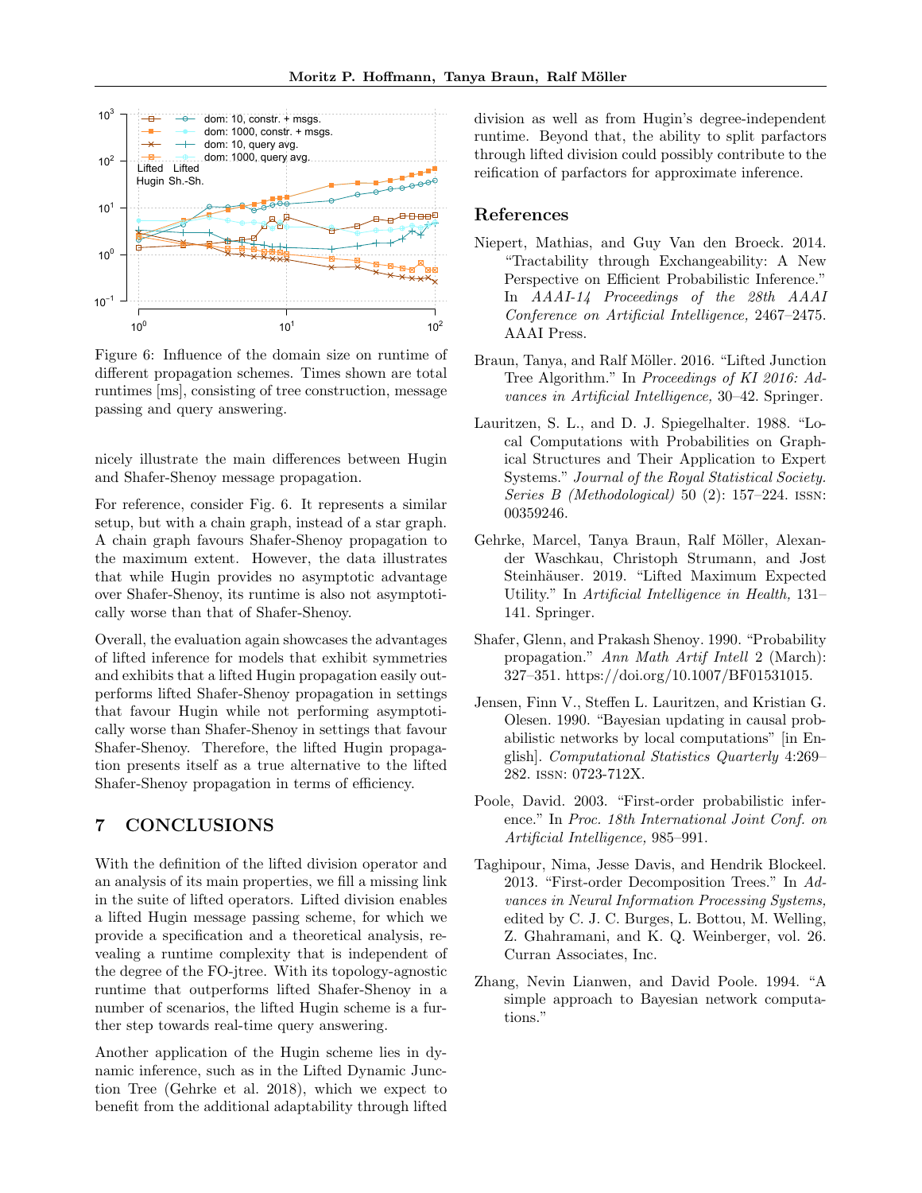Figure 6: Influence of the domain size on runtime of different propagation schemes. Times shown are total runtimes [ms], consisting of tree construction, message passing and query answering.

nicely illustrate the main differences between Hugin and Shafer-Shenoy message propagation.

For reference, consider Fig. 6. It represents a similar setup, but with a chain graph, instead of a star graph. A chain graph favours Shafer-Shenoy propagation to the maximum extent. However, the data illustrates that while Hugin provides no asymptotic advantage over Shafer-Shenoy, its runtime is also not asymptotically worse than that of Shafer-Shenoy.

Overall, the evaluation again showcases the advantages of lifted inference for models that exhibit symmetries and exhibits that a lifted Hugin propagation easily outperforms lifted Shafer-Shenoy propagation in settings that favour Hugin while not performing asymptotically worse than Shafer-Shenoy in settings that favour Shafer-Shenoy. Therefore, the lifted Hugin propagation presents itself as a true alternative to the lifted Shafer-Shenoy propagation in terms of efficiency.

## 7 CONCLUSIONS

With the definition of the lifted division operator and an analysis of its main properties, we fill a missing link in the suite of lifted operators. Lifted division enables a lifted Hugin message passing scheme, for which we provide a specification and a theoretical analysis, revealing a runtime complexity that is independent of the degree of the FO-jtree. With its topology-agnostic runtime that outperforms lifted Shafer-Shenoy in a number of scenarios, the lifted Hugin scheme is a further step towards real-time query answering.

Another application of the Hugin scheme lies in dynamic inference, such as in the Lifted Dynamic Junction Tree (Gehrke et al. 2018), which we expect to benefit from the additional adaptability through lifted division as well as from Hugin's degree-independent runtime. Beyond that, the ability to split parfactors through lifted division could possibly contribute to the reification of parfactors for approximate inference.

## References

Niepert, Mathias, and Guy Van den Broeck. 2014. "Tractability through Exchangeability: A New Perspective on Efficient Probabilistic Inference." In *AAAI-14 Proceedings of the 28th AAAI Conference on Artificial Intelligence,* 2467–2475. AAAI Press.

Braun, Tanya, and Ralf Möller. 2016. "Lifted Junction Tree Algorithm." In *Proceedings of KI 2016: Advances in Artificial Intelligence,* 30–42. Springer.

Lauritzen, S. L., and D. J. Spiegelhalter. 1988. "Local Computations with Probabilities on Graphical Structures and Their Application to Expert Systems." *Journal of the Royal Statistical Society. Series B (Methodological)* 50 (2): 157–224. ISSN: 00359246.

Gehrke, Marcel, Tanya Braun, Ralf Möller, Alexander Waschkau, Christoph Strumann, and Jost Steinhäuser. 2019. "Lifted Maximum Expected Utility." In *Artificial Intelligence in Health,* 131–141. Springer.

Shafer, Glenn, and Prakash Shenoy. 1990. "Probability propagation." *Ann Math Artif Intell* 2 (March): 327–351. https://doi.org/10.1007/BF01531015.

Jensen, Finn V., Steffen L. Lauritzen, and Kristian G. Olesen. 1990. "Bayesian updating in causal probabilistic networks by local computations" [in English]. *Computational Statistics Quarterly* 4:269–282. ISSN: 0723-712X.

Poole, David. 2003. "First-order probabilistic inference." In *Proc. 18th International Joint Conf. on Artificial Intelligence,* 985–991.

Taghipour, Nima, Jesse Davis, and Hendrik Blockeel. 2013. "First-order Decomposition Trees." In *Advances in Neural Information Processing Systems,* edited by C. J. C. Burges, L. Bottou, M. Welling, Z. Ghahramani, and K. Q. Weinberger, vol. 26. Curran Associates, Inc.

Zhang, Nevin Lianwen, and David Poole. 1994. "A simple approach to Bayesian network computations."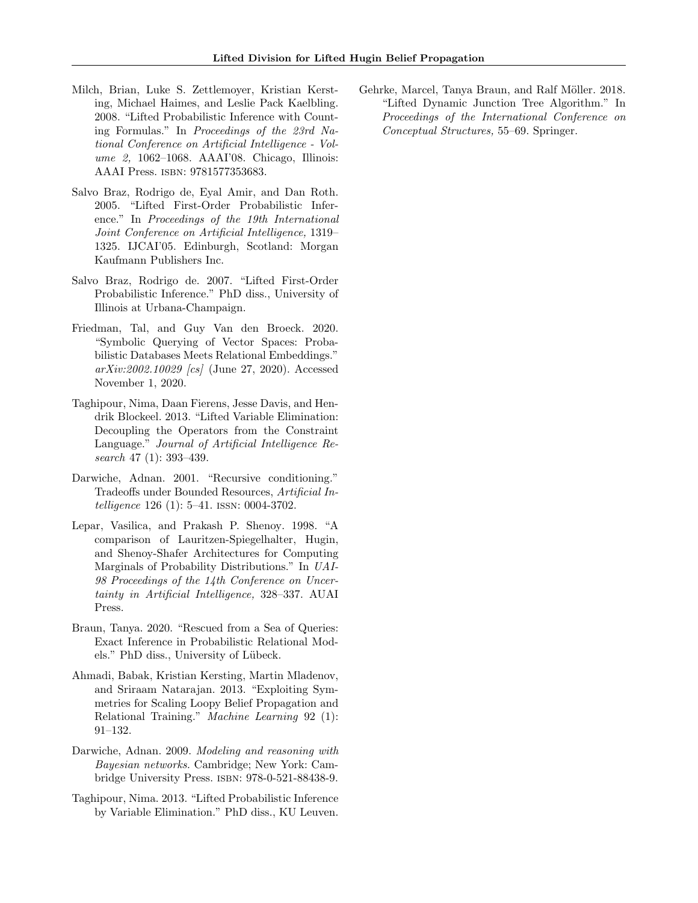Milch, Brian, Luke S. Zettlemoyer, Kristian Kersting, Michael Haimes, and Leslie Pack Kaelbling. 2008. "Lifted Probabilistic Inference with Counting Formulas." In *Proceedings of the 23rd National Conference on Artificial Intelligence - Volume 2,* 1062–1068. AAAI'08. Chicago, Illinois: AAAI Press. ISBN: 9781577353683.

Salvo Braz, Rodrigo de, Eyal Amir, and Dan Roth. 2005. "Lifted First-Order Probabilistic Inference." In *Proceedings of the 19th International Joint Conference on Artificial Intelligence,* 1319–1325. IJCAI'05. Edinburgh, Scotland: Morgan Kaufmann Publishers Inc.

Salvo Braz, Rodrigo de. 2007. "Lifted First-Order Probabilistic Inference." PhD diss., University of Illinois at Urbana-Champaign.

Friedman, Tal, and Guy Van den Broeck. 2020. "Symbolic Querying of Vector Spaces: Probabilistic Databases Meets Relational Embeddings." *arXiv:2002.10029 [cs]* (June 27, 2020). Accessed November 1, 2020.

Taghipour, Nima, Daan Fierens, Jesse Davis, and Hendrik Blockeel. 2013. "Lifted Variable Elimination: Decoupling the Operators from the Constraint Language." *Journal of Artificial Intelligence Research* 47 (1): 393–439.

Darwiche, Adnan. 2001. "Recursive conditioning." Tradeoffs under Bounded Resources, *Artificial Intelligence* 126 (1): 5–41. ISSN: 0004-3702.

Lepar, Vasilica, and Prakash P. Shenoy. 1998. "A comparison of Lauritzen-Spiegelhalter, Hugin, and Shenoy-Shafer Architectures for Computing Marginals of Probability Distributions." In *UAI-98 Proceedings of the 14th Conference on Uncertainty in Artificial Intelligence,* 328–337. AUAI Press.

Braun, Tanya. 2020. "Rescued from a Sea of Queries: Exact Inference in Probabilistic Relational Models." PhD diss., University of Lübeck.

Ahmadi, Babak, Kristian Kersting, Martin Mladenov, and Sriraam Natarajan. 2013. "Exploiting Symmetries for Scaling Loopy Belief Propagation and Relational Training." *Machine Learning* 92 (1): 91–132.

Darwiche, Adnan. 2009. *Modeling and reasoning with Bayesian networks.* Cambridge; New York: Cambridge University Press. ISBN: 978-0-521-88438-9.

Taghipour, Nima. 2013. "Lifted Probabilistic Inference by Variable Elimination." PhD diss., KU Leuven.

Gehrke, Marcel, Tanya Braun, and Ralf Möller. 2018. "Lifted Dynamic Junction Tree Algorithm." In *Proceedings of the International Conference on Conceptual Structures,* 55–69. Springer.